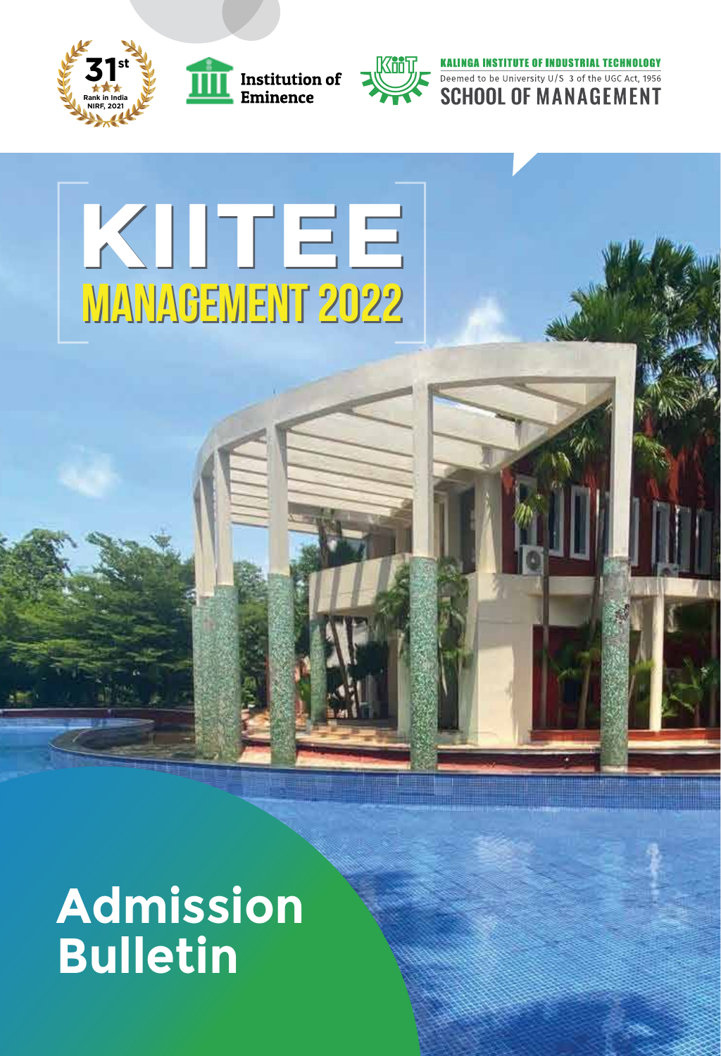31st Rank in India NIRF, 2021

Institution of Eminence

KALINGA INSTITUTE OF INDUSTRIAL TECHNOLOGY
Deemed to be University U/S 3 of the UGC Act, 1956
SCHOOL OF MANAGEMENT

# KIITEE MANAGEMENT 2022

# Admission Bulletin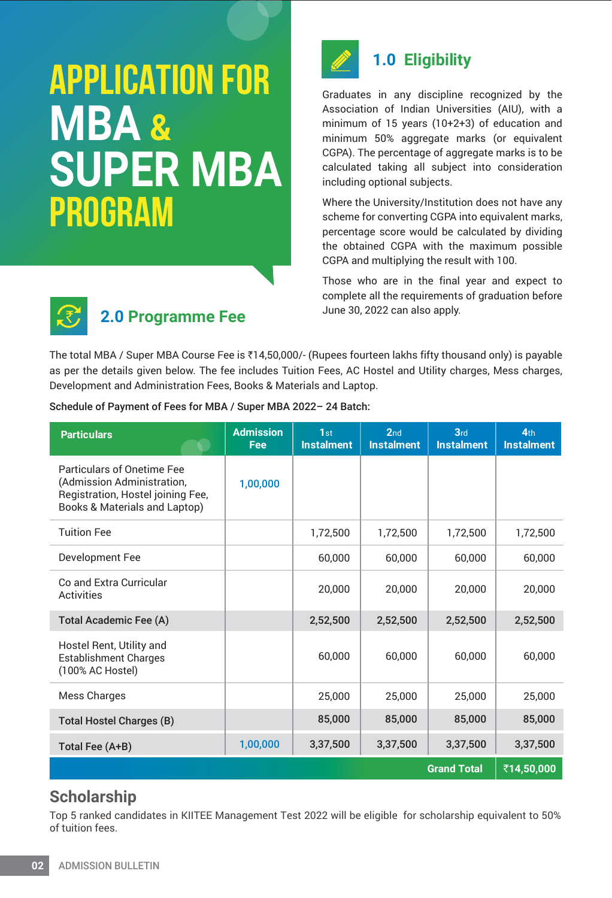# APPLICATION FOR MBA & SUPER MBA PROGRAM

## 1.0 Eligibility

Graduates in any discipline recognized by the Association of Indian Universities (AIU), with a minimum of 15 years (10+2+3) of education and minimum 50% aggregate marks (or equivalent CGPA). The percentage of aggregate marks is to be calculated taking all subject into consideration including optional subjects.

Where the University/Institution does not have any scheme for converting CGPA into equivalent marks, percentage score would be calculated by dividing the obtained CGPA with the maximum possible CGPA and multiplying the result with 100.

Those who are in the final year and expect to complete all the requirements of graduation before June 30, 2022 can also apply.

## 2.0 Programme Fee

The total MBA / Super MBA Course Fee is ₹14,50,000/- (Rupees fourteen lakhs fifty thousand only) is payable as per the details given below. The fee includes Tuition Fees, AC Hostel and Utility charges, Mess charges, Development and Administration Fees, Books & Materials and Laptop.

**Schedule of Payment of Fees for MBA / Super MBA 2022– 24 Batch:**

| Particulars | Admission Fee | 1st Instalment | 2nd Instalment | 3rd Instalment | 4th Instalment |
|---|---|---|---|---|---|
| Particulars of Onetime Fee (Admission Administration, Registration, Hostel joining Fee, Books & Materials and Laptop) | 1,00,000 | | | | |
| Tuition Fee | | 1,72,500 | 1,72,500 | 1,72,500 | 1,72,500 |
| Development Fee | | 60,000 | 60,000 | 60,000 | 60,000 |
| Co and Extra Curricular Activities | | 20,000 | 20,000 | 20,000 | 20,000 |
| **Total Academic Fee (A)** | | **2,52,500** | **2,52,500** | **2,52,500** | **2,52,500** |
| Hostel Rent, Utility and Establishment Charges (100% AC Hostel) | | 60,000 | 60,000 | 60,000 | 60,000 |
| Mess Charges | | 25,000 | 25,000 | 25,000 | 25,000 |
| **Total Hostel Charges (B)** | | **85,000** | **85,000** | **85,000** | **85,000** |
| **Total Fee (A+B)** | **1,00,000** | **3,37,500** | **3,37,500** | **3,37,500** | **3,37,500** |
| | | | | **Grand Total** | **₹14,50,000** |

## Scholarship

Top 5 ranked candidates in KIITEE Management Test 2022 will be eligible for scholarship equivalent to 50% of tuition fees.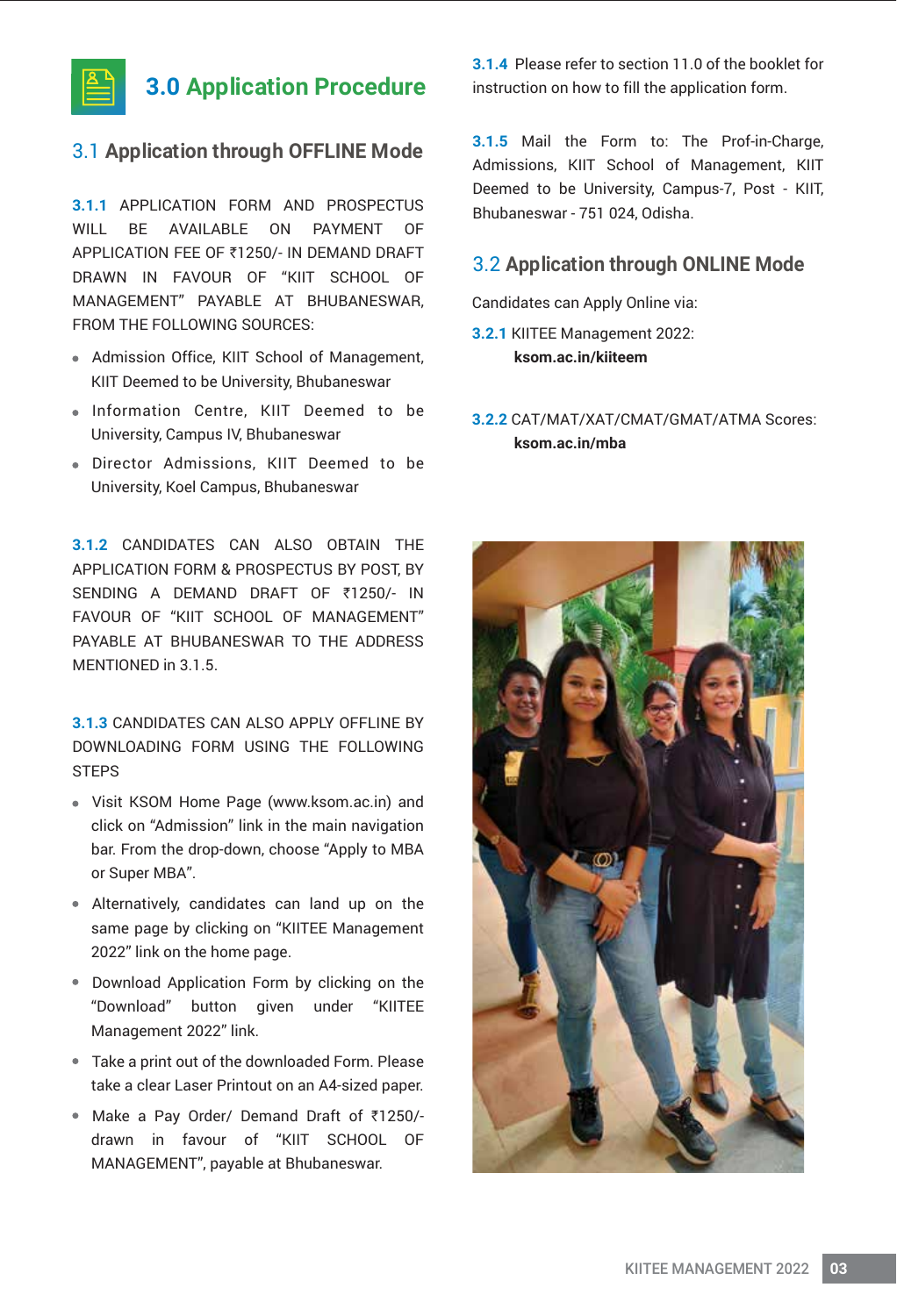# 3.0 Application Procedure

## 3.1 Application through OFFLINE Mode

**3.1.1** APPLICATION FORM AND PROSPECTUS WILL BE AVAILABLE ON PAYMENT OF APPLICATION FEE OF ₹1250/- IN DEMAND DRAFT DRAWN IN FAVOUR OF "KIIT SCHOOL OF MANAGEMENT" PAYABLE AT BHUBANESWAR, FROM THE FOLLOWING SOURCES:

- Admission Office, KIIT School of Management, KIIT Deemed to be University, Bhubaneswar
- Information Centre, KIIT Deemed to be University, Campus IV, Bhubaneswar
- Director Admissions, KIIT Deemed to be University, Koel Campus, Bhubaneswar

**3.1.2** CANDIDATES CAN ALSO OBTAIN THE APPLICATION FORM & PROSPECTUS BY POST, BY SENDING A DEMAND DRAFT OF ₹1250/- IN FAVOUR OF "KIIT SCHOOL OF MANAGEMENT" PAYABLE AT BHUBANESWAR TO THE ADDRESS MENTIONED in 3.1.5.

**3.1.3** CANDIDATES CAN ALSO APPLY OFFLINE BY DOWNLOADING FORM USING THE FOLLOWING STEPS

- Visit KSOM Home Page (www.ksom.ac.in) and click on "Admission" link in the main navigation bar. From the drop-down, choose "Apply to MBA or Super MBA".
- Alternatively, candidates can land up on the same page by clicking on "KIITEE Management 2022" link on the home page.
- Download Application Form by clicking on the "Download" button given under "KIITEE Management 2022" link.
- Take a print out of the downloaded Form. Please take a clear Laser Printout on an A4-sized paper.
- Make a Pay Order/ Demand Draft of ₹1250/- drawn in favour of "KIIT SCHOOL OF MANAGEMENT", payable at Bhubaneswar.

**3.1.4** Please refer to section 11.0 of the booklet for instruction on how to fill the application form.

**3.1.5** Mail the Form to: The Prof-in-Charge, Admissions, KIIT School of Management, KIIT Deemed to be University, Campus-7, Post - KIIT, Bhubaneswar - 751 024, Odisha.

## 3.2 Application through ONLINE Mode

Candidates can Apply Online via:

**3.2.1** KIITEE Management 2022:
**ksom.ac.in/kiiteem**

**3.2.2** CAT/MAT/XAT/CMAT/GMAT/ATMA Scores:
**ksom.ac.in/mba**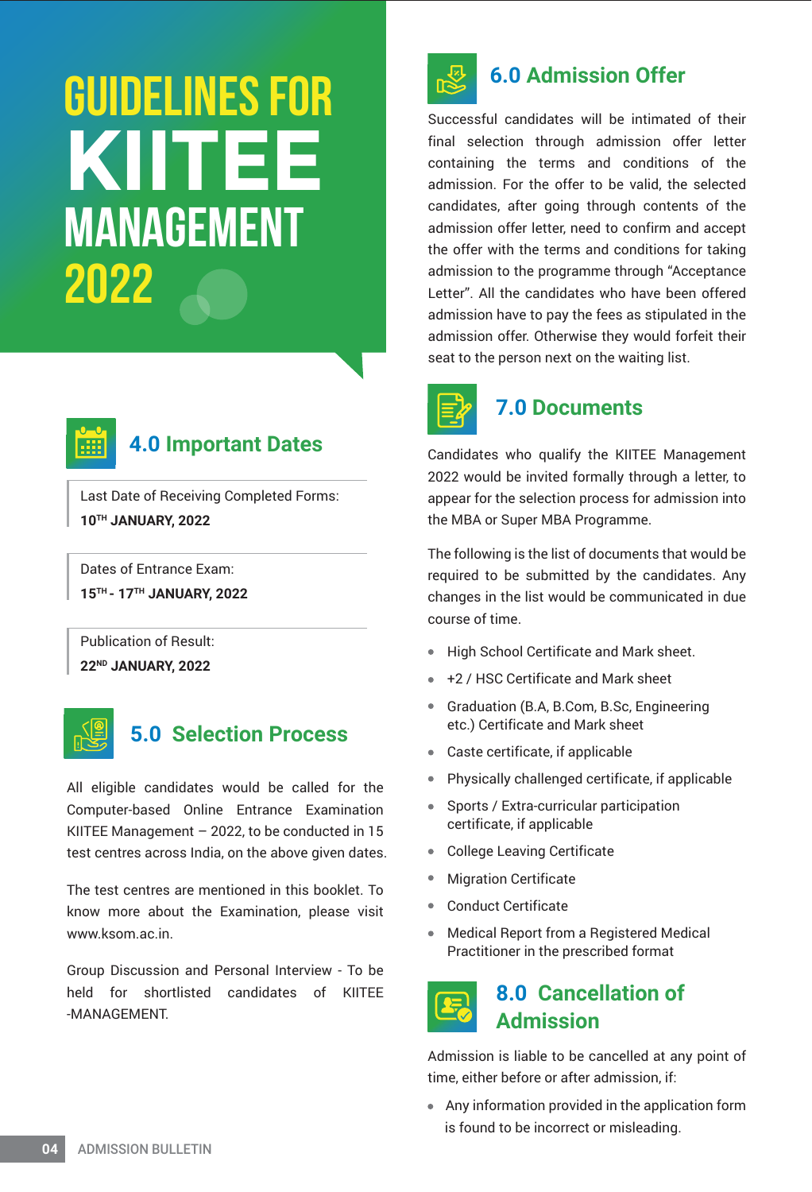# GUIDELINES FOR KIITEE MANAGEMENT 2022

## 4.0 Important Dates

Last Date of Receiving Completed Forms:
**10TH JANUARY, 2022**

Dates of Entrance Exam:
**15TH - 17TH JANUARY, 2022**

Publication of Result:
**22ND JANUARY, 2022**

## 5.0 Selection Process

All eligible candidates would be called for the Computer-based Online Entrance Examination KIITEE Management – 2022, to be conducted in 15 test centres across India, on the above given dates.

The test centres are mentioned in this booklet. To know more about the Examination, please visit www.ksom.ac.in.

Group Discussion and Personal Interview - To be held for shortlisted candidates of KIITEE -MANAGEMENT.

## 6.0 Admission Offer

Successful candidates will be intimated of their final selection through admission offer letter containing the terms and conditions of the admission. For the offer to be valid, the selected candidates, after going through contents of the admission offer letter, need to confirm and accept the offer with the terms and conditions for taking admission to the programme through "Acceptance Letter". All the candidates who have been offered admission have to pay the fees as stipulated in the admission offer. Otherwise they would forfeit their seat to the person next on the waiting list.

## 7.0 Documents

Candidates who qualify the KIITEE Management 2022 would be invited formally through a letter, to appear for the selection process for admission into the MBA or Super MBA Programme.

The following is the list of documents that would be required to be submitted by the candidates. Any changes in the list would be communicated in due course of time.

- High School Certificate and Mark sheet.
- +2 / HSC Certificate and Mark sheet
- Graduation (B.A, B.Com, B.Sc, Engineering etc.) Certificate and Mark sheet
- Caste certificate, if applicable
- Physically challenged certificate, if applicable
- Sports / Extra-curricular participation certificate, if applicable
- College Leaving Certificate
- Migration Certificate
- Conduct Certificate
- Medical Report from a Registered Medical Practitioner in the prescribed format

## 8.0 Cancellation of Admission

Admission is liable to be cancelled at any point of time, either before or after admission, if:

- Any information provided in the application form is found to be incorrect or misleading.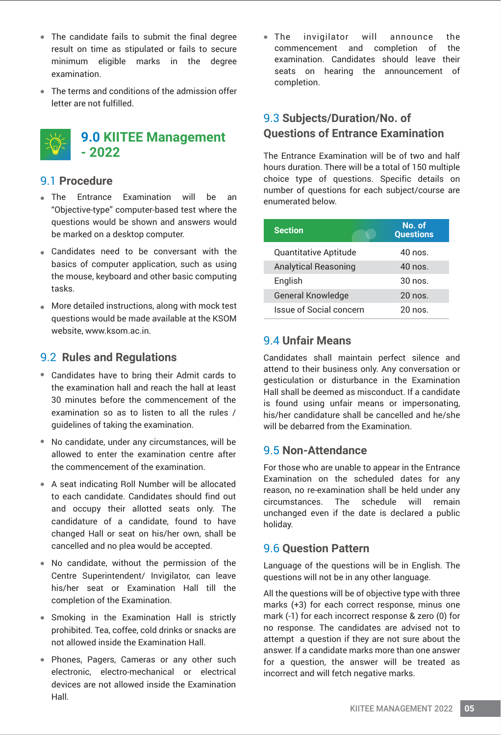- The candidate fails to submit the final degree result on time as stipulated or fails to secure minimum eligible marks in the degree examination.
- The terms and conditions of the admission offer letter are not fulfilled.

# 9.0 KIITEE Management - 2022

## 9.1 Procedure

- The Entrance Examination will be an "Objective-type" computer-based test where the questions would be shown and answers would be marked on a desktop computer.
- Candidates need to be conversant with the basics of computer application, such as using the mouse, keyboard and other basic computing tasks.
- More detailed instructions, along with mock test questions would be made available at the KSOM website, www.ksom.ac.in.

## 9.2 Rules and Regulations

- Candidates have to bring their Admit cards to the examination hall and reach the hall at least 30 minutes before the commencement of the examination so as to listen to all the rules / guidelines of taking the examination.
- No candidate, under any circumstances, will be allowed to enter the examination centre after the commencement of the examination.
- A seat indicating Roll Number will be allocated to each candidate. Candidates should find out and occupy their allotted seats only. The candidature of a candidate, found to have changed Hall or seat on his/her own, shall be cancelled and no plea would be accepted.
- No candidate, without the permission of the Centre Superintendent/ Invigilator, can leave his/her seat or Examination Hall till the completion of the Examination.
- Smoking in the Examination Hall is strictly prohibited. Tea, coffee, cold drinks or snacks are not allowed inside the Examination Hall.
- Phones, Pagers, Cameras or any other such electronic, electro-mechanical or electrical devices are not allowed inside the Examination Hall.
- The invigilator will announce the commencement and completion of the examination. Candidates should leave their seats on hearing the announcement of completion.

## 9.3 Subjects/Duration/No. of Questions of Entrance Examination

The Entrance Examination will be of two and half hours duration. There will be a total of 150 multiple choice type of questions. Specific details on number of questions for each subject/course are enumerated below.

| Section | No. of Questions |
|---|---|
| Quantitative Aptitude | 40 nos. |
| Analytical Reasoning | 40 nos. |
| English | 30 nos. |
| General Knowledge | 20 nos. |
| Issue of Social concern | 20 nos. |

## 9.4 Unfair Means

Candidates shall maintain perfect silence and attend to their business only. Any conversation or gesticulation or disturbance in the Examination Hall shall be deemed as misconduct. If a candidate is found using unfair means or impersonating, his/her candidature shall be cancelled and he/she will be debarred from the Examination.

## 9.5 Non-Attendance

For those who are unable to appear in the Entrance Examination on the scheduled dates for any reason, no re-examination shall be held under any circumstances. The schedule will remain unchanged even if the date is declared a public holiday.

## 9.6 Question Pattern

Language of the questions will be in English. The questions will not be in any other language.

All the questions will be of objective type with three marks (+3) for each correct response, minus one mark (-1) for each incorrect response & zero (0) for no response. The candidates are advised not to attempt a question if they are not sure about the answer. If a candidate marks more than one answer for a question, the answer will be treated as incorrect and will fetch negative marks.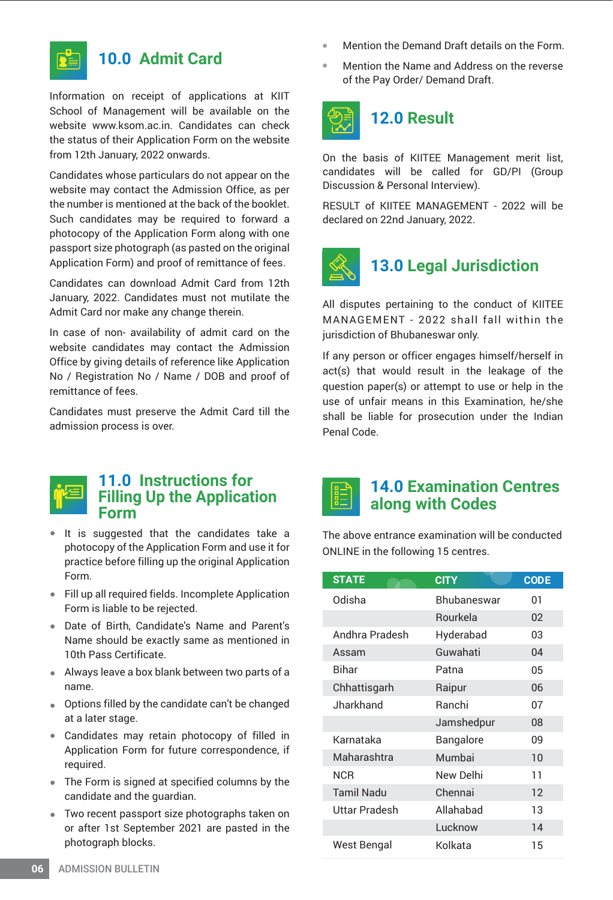## 10.0 Admit Card

Information on receipt of applications at KIIT School of Management will be available on the website www.ksom.ac.in. Candidates can check the status of their Application Form on the website from 12th January, 2022 onwards.

Candidates whose particulars do not appear on the website may contact the Admission Office, as per the number is mentioned at the back of the booklet. Such candidates may be required to forward a photocopy of the Application Form along with one passport size photograph (as pasted on the original Application Form) and proof of remittance of fees.

Candidates can download Admit Card from 12th January, 2022. Candidates must not mutilate the Admit Card nor make any change therein.

In case of non- availability of admit card on the website candidates may contact the Admission Office by giving details of reference like Application No / Registration No / Name / DOB and proof of remittance of fees.

Candidates must preserve the Admit Card till the admission process is over.

## 11.0 Instructions for Filling Up the Application Form

- It is suggested that the candidates take a photocopy of the Application Form and use it for practice before filling up the original Application Form.
- Fill up all required fields. Incomplete Application Form is liable to be rejected.
- Date of Birth, Candidate's Name and Parent's Name should be exactly same as mentioned in 10th Pass Certificate.
- Always leave a box blank between two parts of a name.
- Options filled by the candidate can't be changed at a later stage.
- Candidates may retain photocopy of filled in Application Form for future correspondence, if required.
- The Form is signed at specified columns by the candidate and the guardian.
- Two recent passport size photographs taken on or after 1st September 2021 are pasted in the photograph blocks.
- Mention the Demand Draft details on the Form.
- Mention the Name and Address on the reverse of the Pay Order/ Demand Draft.

## 12.0 Result

On the basis of KIITEE Management merit list, candidates will be called for GD/PI (Group Discussion & Personal Interview).

RESULT of KIITEE MANAGEMENT - 2022 will be declared on 22nd January, 2022.

## 13.0 Legal Jurisdiction

All disputes pertaining to the conduct of KIITEE MANAGEMENT - 2022 shall fall within the jurisdiction of Bhubaneswar only.

If any person or officer engages himself/herself in act(s) that would result in the leakage of the question paper(s) or attempt to use or help in the use of unfair means in this Examination, he/she shall be liable for prosecution under the Indian Penal Code.

## 14.0 Examination Centres along with Codes

The above entrance examination will be conducted ONLINE in the following 15 centres.

| STATE | CITY | CODE |
|---|---|---|
| Odisha | Bhubaneswar | 01 |
| | Rourkela | 02 |
| Andhra Pradesh | Hyderabad | 03 |
| Assam | Guwahati | 04 |
| Bihar | Patna | 05 |
| Chhattisgarh | Raipur | 06 |
| Jharkhand | Ranchi | 07 |
| | Jamshedpur | 08 |
| Karnataka | Bangalore | 09 |
| Maharashtra | Mumbai | 10 |
| NCR | New Delhi | 11 |
| Tamil Nadu | Chennai | 12 |
| Uttar Pradesh | Allahabad | 13 |
| | Lucknow | 14 |
| West Bengal | Kolkata | 15 |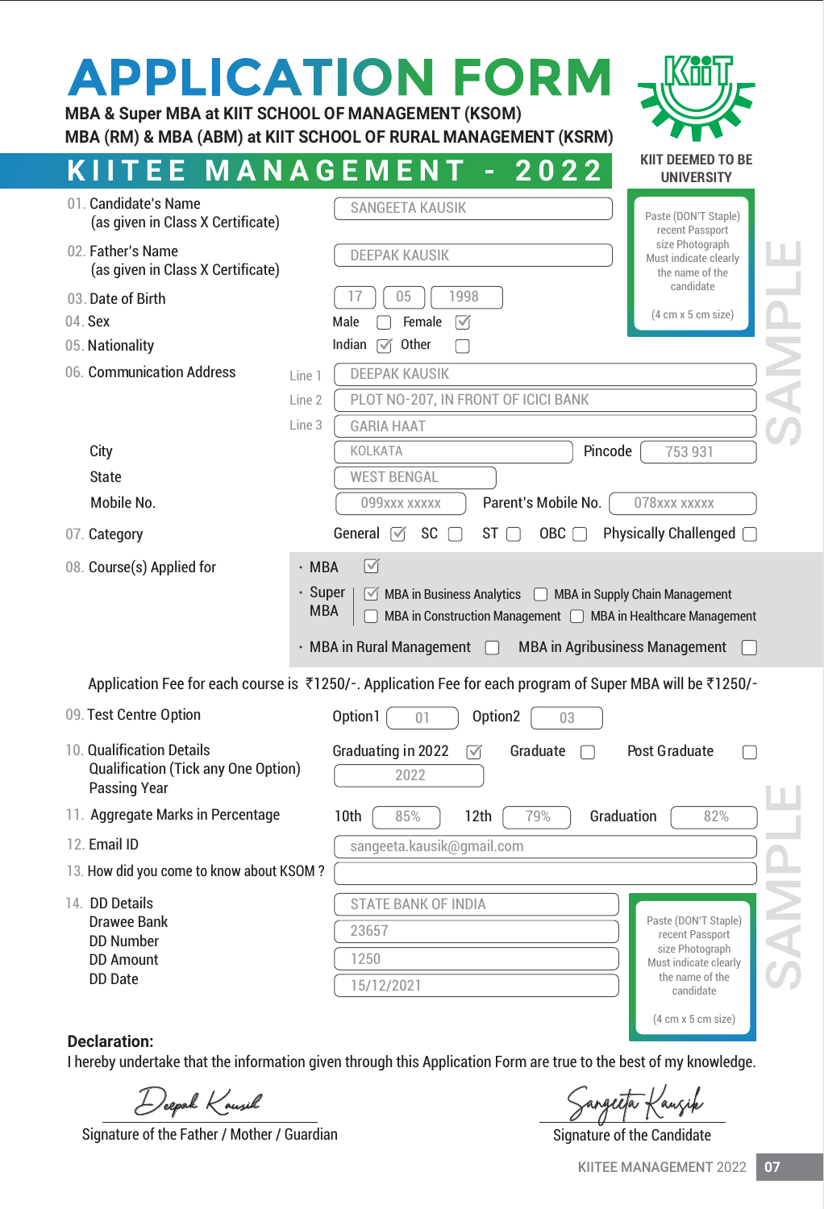# APPLICATION FORM

**MBA & Super MBA at KIIT SCHOOL OF MANAGEMENT (KSOM)**
**MBA (RM) & MBA (ABM) at KIIT SCHOOL OF RURAL MANAGEMENT (KSRM)**

## KIITEE MANAGEMENT - 2022

KIIT DEEMED TO BE UNIVERSITY

SAMPLE

Paste (DON'T Staple) recent Passport size Photograph. Must indicate clearly the name of the candidate (4 cm x 5 cm size)

01. Candidate's Name (as given in Class X Certificate): SANGEETA KAUSIK

02. Father's Name (as given in Class X Certificate): DEEPAK KAUSIK

03. Date of Birth: 17 / 05 / 1998

04. Sex: Male ☐ Female ☑

05. Nationality: Indian ☑ Other ☐

06. Communication Address
- Line 1: DEEPAK KAUSIK
- Line 2: PLOT NO-207, IN FRONT OF ICICI BANK
- Line 3: GARIA HAAT
- City: KOLKATA — Pincode: 753 931
- State: WEST BENGAL
- Mobile No.: 099xxx xxxxx — Parent's Mobile No.: 078xxx xxxxx

07. Category: General ☑ SC ☐ ST ☐ OBC ☐ Physically Challenged ☐

08. Course(s) Applied for
- MBA ☑
- Super MBA: ☑ MBA in Business Analytics ☐ MBA in Supply Chain Management ☐ MBA in Construction Management ☐ MBA in Healthcare Management
- MBA in Rural Management ☐ MBA in Agribusiness Management ☐

Application Fee for each course is ₹1250/-. Application Fee for each program of Super MBA will be ₹1250/-

09. Test Centre Option: Option1: 01 Option2: 03

10. Qualification Details
Qualification (Tick any One Option): Graduating in 2022 ☑ Graduate ☐ Post Graduate ☐
Passing Year: 2022

11. Aggregate Marks in Percentage: 10th: 85% 12th: 79% Graduation: 82%

12. Email ID: sangeeta.kausik@gmail.com

13. How did you come to know about KSOM ?

14. DD Details
- Drawee Bank: STATE BANK OF INDIA
- DD Number: 23657
- DD Amount: 1250
- DD Date: 15/12/2021

SAMPLE

Paste (DON'T Staple) recent Passport size Photograph. Must indicate clearly the name of the candidate (4 cm x 5 cm size)

**Declaration:**
I hereby undertake that the information given through this Application Form are true to the best of my knowledge.

Deepak Kausik
Signature of the Father / Mother / Guardian

Sangeeta Kausik
Signature of the Candidate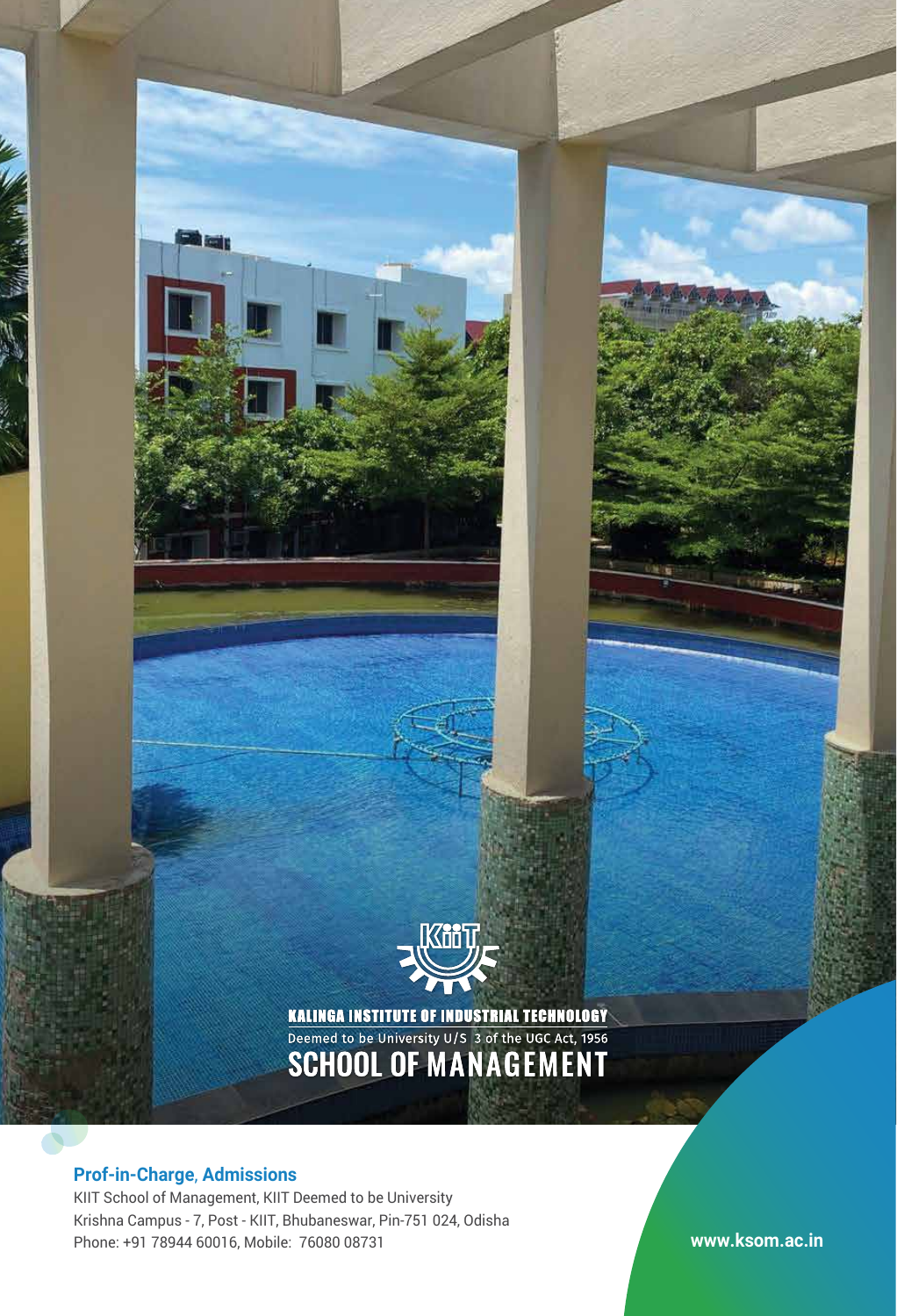KALINGA INSTITUTE OF INDUSTRIAL TECHNOLOGY

Deemed to be University U/S 3 of the UGC Act, 1956

SCHOOL OF MANAGEMENT

**Prof-in-Charge, Admissions**

KIIT School of Management, KIIT Deemed to be University
Krishna Campus - 7, Post - KIIT, Bhubaneswar, Pin-751 024, Odisha
Phone: +91 78944 60016, Mobile: 76080 08731

**www.ksom.ac.in**